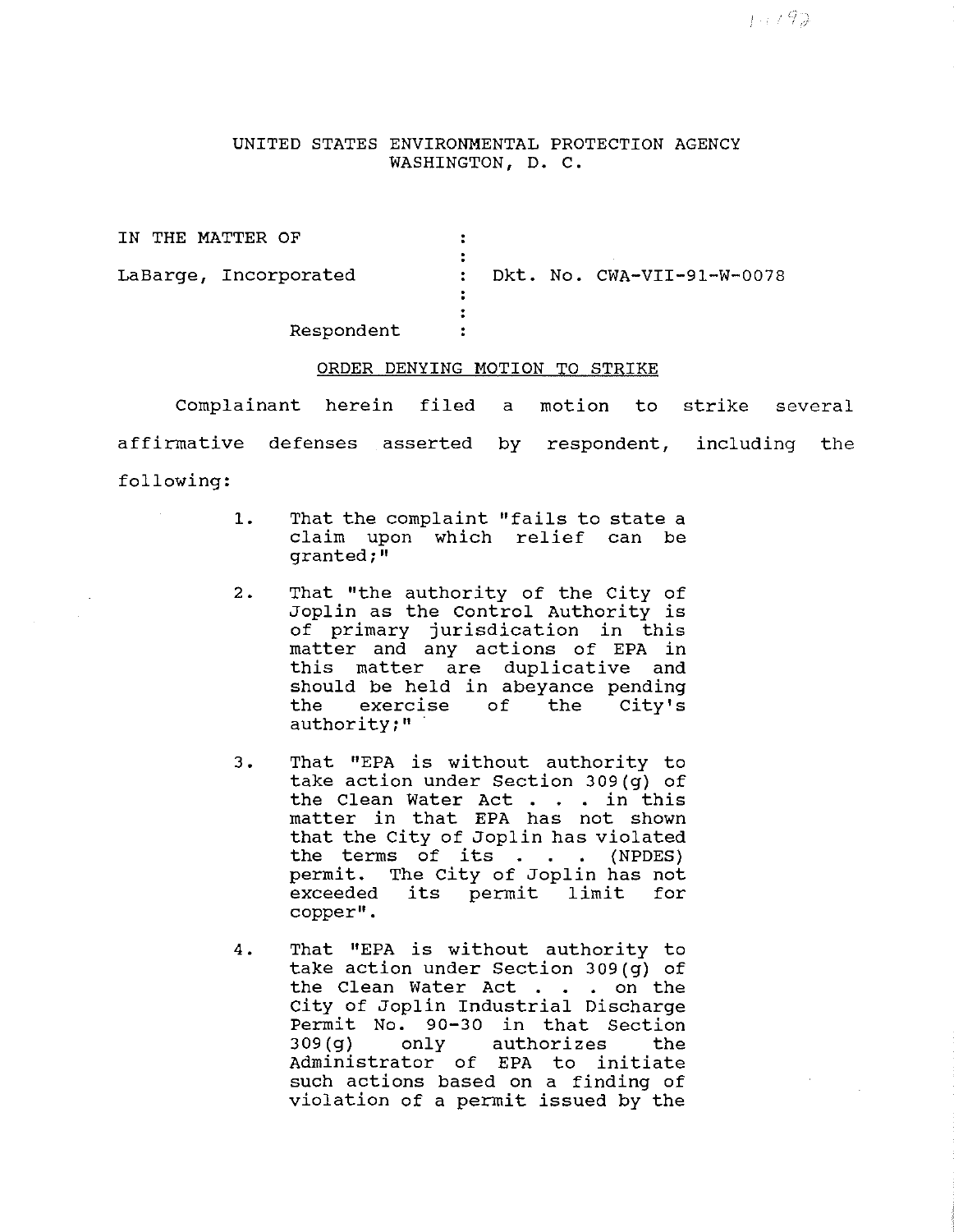UNITED STATES ENVIRONMENTAL PROTECTION AGENCY
WASHINGTON, D. C.

IN THE MATTER OF

LaBarge, Incorporated

Respondent

Dkt. No. CWA-VII-91-W-0078

ORDER DENYING MOTION TO STRIKE

Complainant herein filed a motion to strike several affirmative defenses asserted by respondent, including the following:

1. That the complaint "fails to state a claim upon which relief can be granted;"

2. That "the authority of the City of Joplin as the Control Authority is of primary jurisdication in this matter and any actions of EPA in this matter are duplicative and should be held in abeyance pending the exercise of the City's authority;"

3. That "EPA is without authority to take action under Section 309(g) of the Clean Water Act . . . in this matter in that EPA has not shown that the City of Joplin has violated the terms of its . . . (NPDES) permit. The City of Joplin has not exceeded its permit limit for copper".

4. That "EPA is without authority to take action under Section 309(g) of the Clean Water Act . . . on the City of Joplin Industrial Discharge Permit No. 90-30 in that Section 309(g) only authorizes the Administrator of EPA to initiate such actions based on a finding of violation of a permit issued by the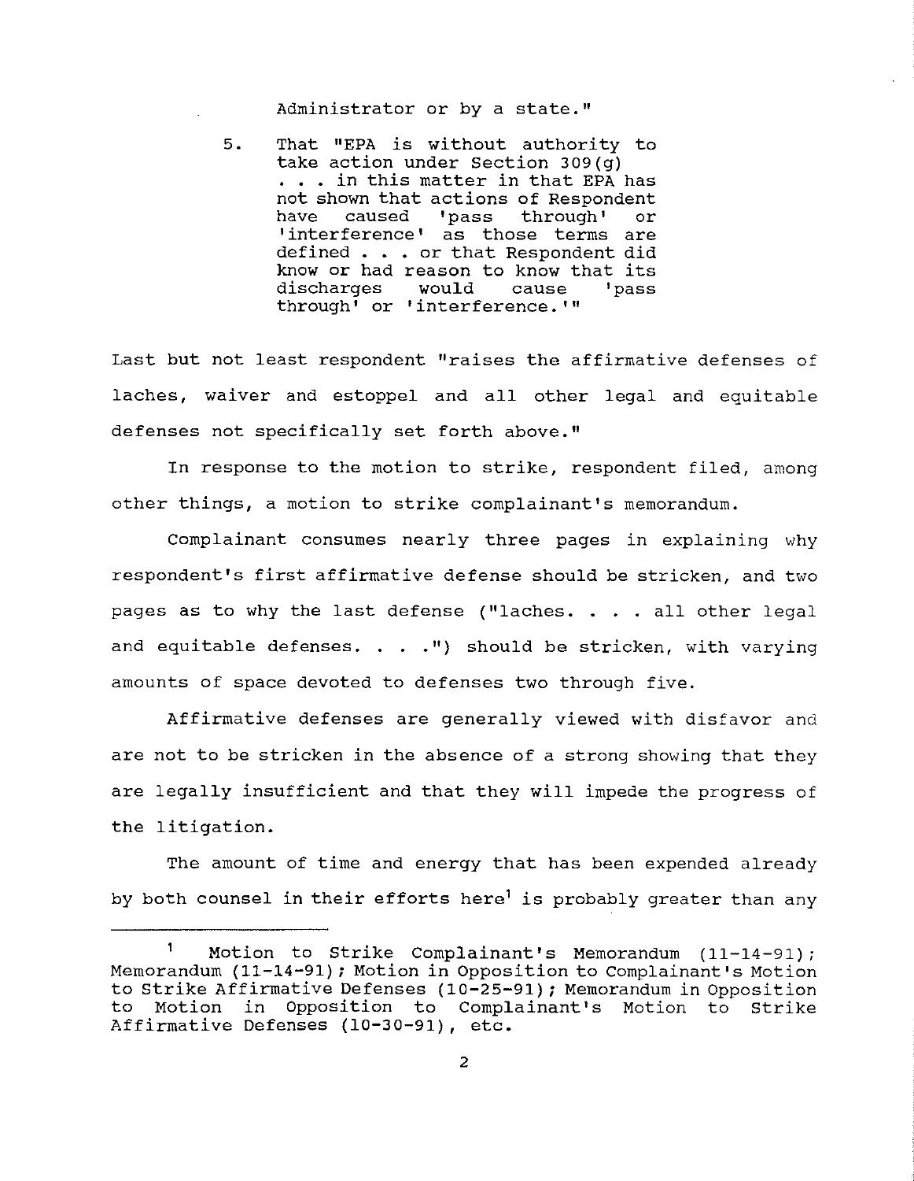Administrator or by a state."

5. That "EPA is without authority to take action under Section 309(g) . . . in this matter in that EPA has not shown that actions of Respondent have caused 'pass through' or 'interference' as those terms are defined . . . or that Respondent did know or had reason to know that its discharges would cause 'pass through' or 'interference.'"

Last but not least respondent "raises the affirmative defenses of laches, waiver and estoppel and all other legal and equitable defenses not specifically set forth above."

In response to the motion to strike, respondent filed, among other things, a motion to strike complainant's memorandum.

Complainant consumes nearly three pages in explaining why respondent's first affirmative defense should be stricken, and two pages as to why the last defense ("laches. . . . all other legal and equitable defenses. . . .") should be stricken, with varying amounts of space devoted to defenses two through five.

Affirmative defenses are generally viewed with disfavor and are not to be stricken in the absence of a strong showing that they are legally insufficient and that they will impede the progress of the litigation.

The amount of time and energy that has been expended already by both counsel in their efforts here[1] is probably greater than any

[1] Motion to Strike Complainant's Memorandum (11-14-91); Memorandum (11-14-91); Motion in Opposition to Complainant's Motion to Strike Affirmative Defenses (10-25-91); Memorandum in Opposition to Motion in Opposition to Complainant's Motion to Strike Affirmative Defenses (10-30-91), etc.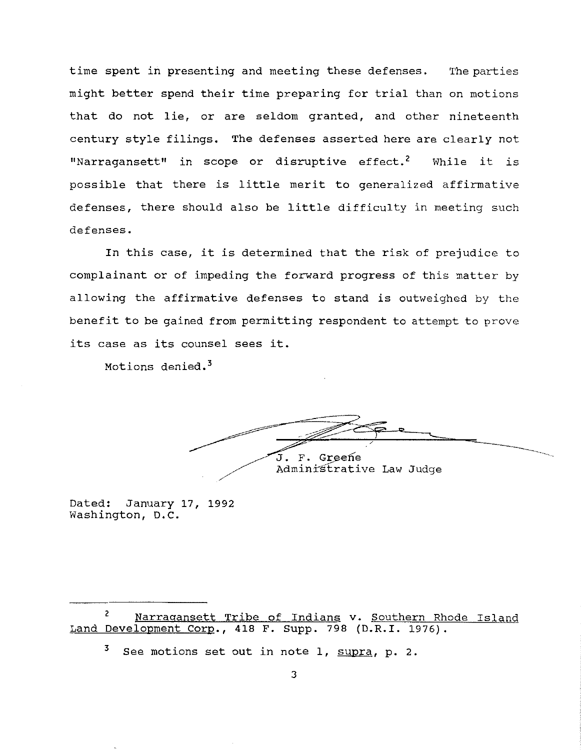time spent in presenting and meeting these defenses. The parties might better spend their time preparing for trial than on motions that do not lie, or are seldom granted, and other nineteenth century style filings. The defenses asserted here are clearly not "Narragansett" in scope or disruptive effect.[2] While it is possible that there is little merit to generalized affirmative defenses, there should also be little difficulty in meeting such defenses.

In this case, it is determined that the risk of prejudice to complainant or of impeding the forward progress of this matter by allowing the affirmative defenses to stand is outweighed by the benefit to be gained from permitting respondent to attempt to prove its case as its counsel sees it.

Motions denied.[3]

J. F. Greene
Administrative Law Judge

Dated: January 17, 1992
Washington, D.C.

---

[2] Narragansett Tribe of Indians v. Southern Rhode Island Land Development Corp., 418 F. Supp. 798 (D.R.I. 1976).

[3] See motions set out in note 1, supra, p. 2.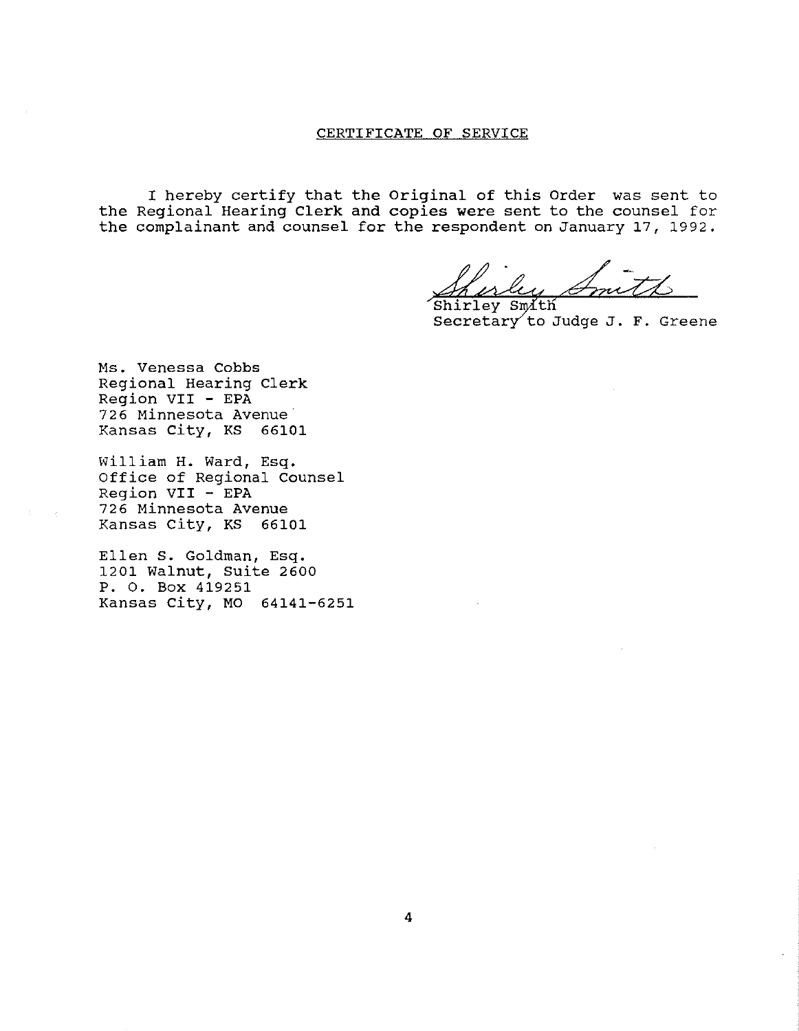## CERTIFICATE OF SERVICE

I hereby certify that the Original of this Order was sent to the Regional Hearing Clerk and copies were sent to the counsel for the complainant and counsel for the respondent on January 17, 1992.

Shirley Smith
Secretary to Judge J. F. Greene

Ms. Venessa Cobbs
Regional Hearing Clerk
Region VII - EPA
726 Minnesota Avenue
Kansas City, KS 66101

William H. Ward, Esq.
Office of Regional Counsel
Region VII - EPA
726 Minnesota Avenue
Kansas City, KS 66101

Ellen S. Goldman, Esq.
1201 Walnut, Suite 2600
P. O. Box 419251
Kansas City, MO 64141-6251